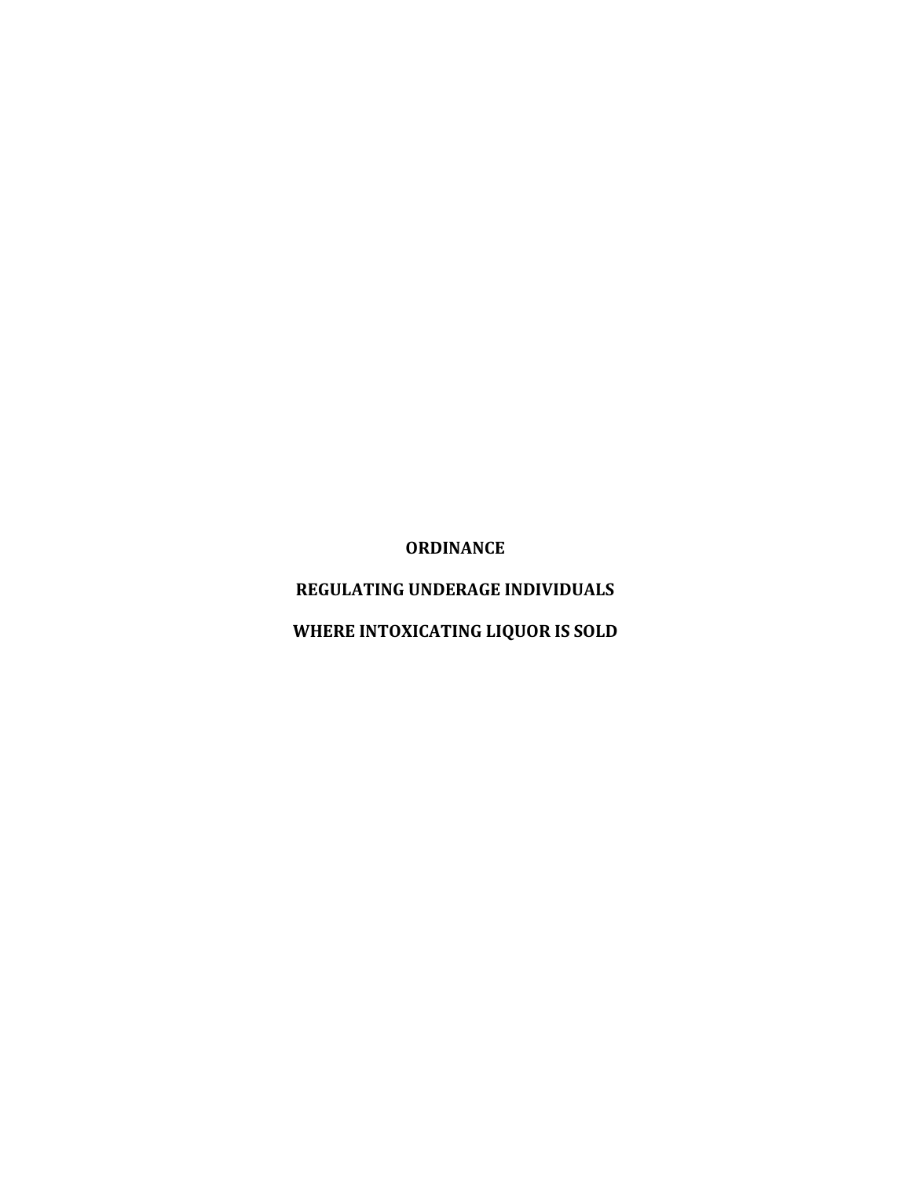# ORDINANCE

## REGULATING UNDERAGE INDIVIDUALS

## WHERE INTOXICATING LIQUOR IS SOLD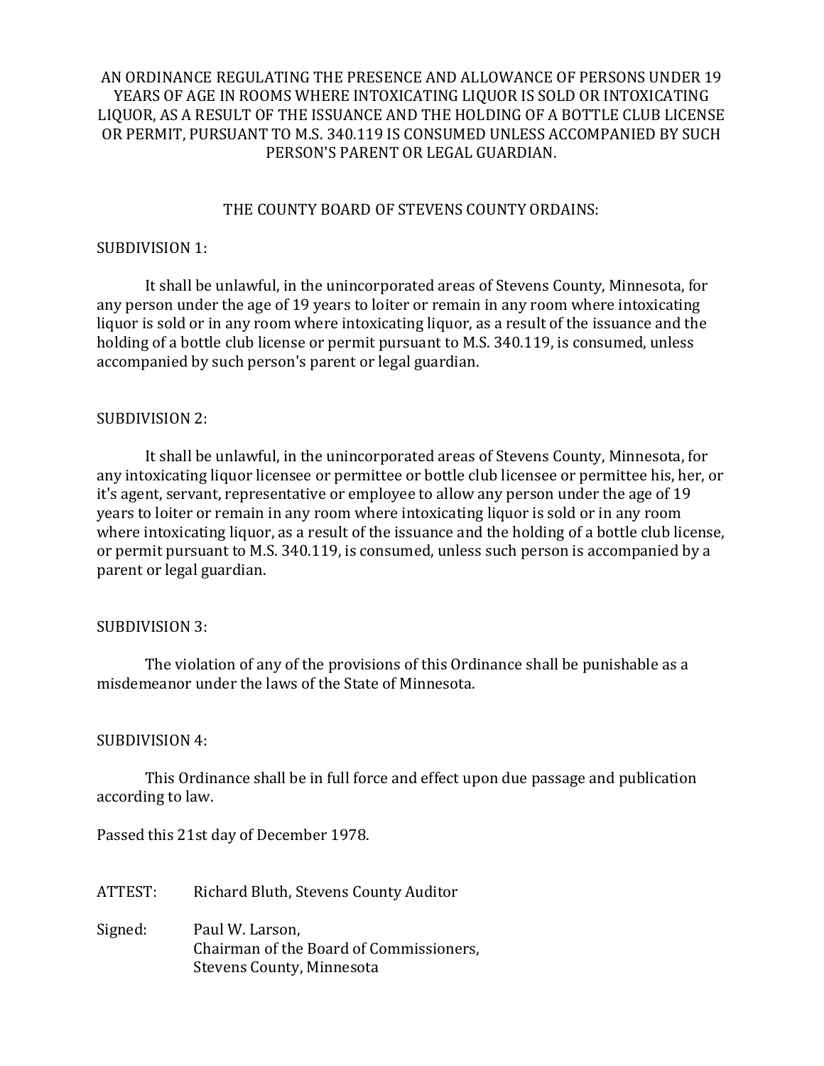# AN ORDINANCE REGULATING THE PRESENCE AND ALLOWANCE OF PERSONS UNDER 19 YEARS OF AGE IN ROOMS WHERE INTOXICATING LIQUOR IS SOLD OR INTOXICATING LIQUOR, AS A RESULT OF THE ISSUANCE AND THE HOLDING OF A BOTTLE CLUB LICENSE OR PERMIT, PURSUANT TO M.S. 340.119 IS CONSUMED UNLESS ACCOMPANIED BY SUCH PERSON'S PARENT OR LEGAL GUARDIAN.

THE COUNTY BOARD OF STEVENS COUNTY ORDAINS:

## SUBDIVISION 1:

It shall be unlawful, in the unincorporated areas of Stevens County, Minnesota, for any person under the age of 19 years to loiter or remain in any room where intoxicating liquor is sold or in any room where intoxicating liquor, as a result of the issuance and the holding of a bottle club license or permit pursuant to M.S. 340.119, is consumed, unless accompanied by such person's parent or legal guardian.

## SUBDIVISION 2:

It shall be unlawful, in the unincorporated areas of Stevens County, Minnesota, for any intoxicating liquor licensee or permittee or bottle club licensee or permittee his, her, or it's agent, servant, representative or employee to allow any person under the age of 19 years to loiter or remain in any room where intoxicating liquor is sold or in any room where intoxicating liquor, as a result of the issuance and the holding of a bottle club license, or permit pursuant to M.S. 340.119, is consumed, unless such person is accompanied by a parent or legal guardian.

## SUBDIVISION 3:

The violation of any of the provisions of this Ordinance shall be punishable as a misdemeanor under the laws of the State of Minnesota.

## SUBDIVISION 4:

This Ordinance shall be in full force and effect upon due passage and publication according to law.

Passed this 21st day of December 1978.

ATTEST: Richard Bluth, Stevens County Auditor

Signed: Paul W. Larson,
Chairman of the Board of Commissioners,
Stevens County, Minnesota